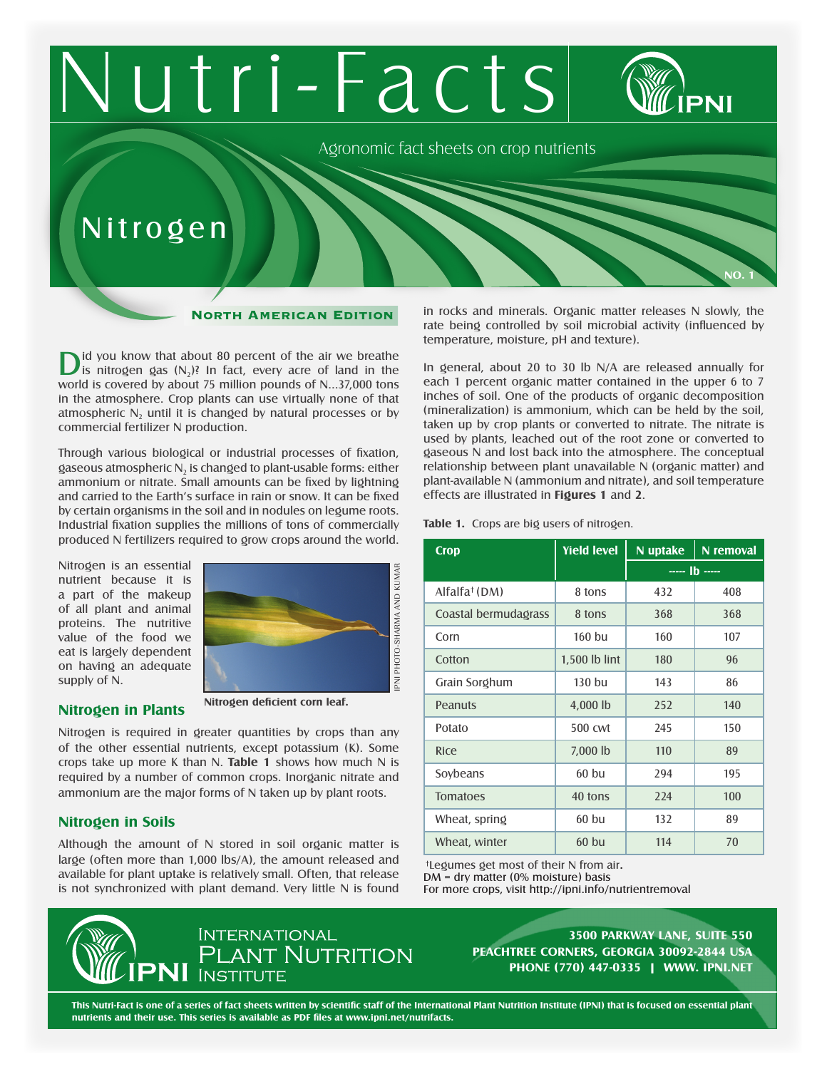# Nutri-Facts

Agronomic fact sheets on crop nutrients

# Nitrogen

NO. 1

**North American Edition**

Did you know that about 80 percent of the air we breathe is nitrogen gas ($N_2$)? In fact, every acre of land in the world is covered by about 75 million pounds of N...37,000 tons in the atmosphere. Crop plants can use virtually none of that atmospheric $N_2$ until it is changed by natural processes or by commercial fertilizer N production.

Through various biological or industrial processes of fixation, gaseous atmospheric $N_2$ is changed to plant-usable forms: either ammonium or nitrate. Small amounts can be fixed by lightning and carried to the Earth's surface in rain or snow. It can be fixed by certain organisms in the soil and in nodules on legume roots. Industrial fixation supplies the millions of tons of commercially produced N fertilizers required to grow crops around the world.

Nitrogen is an essential nutrient because it is a part of the makeup of all plant and animal proteins. The nutritive value of the food we eat is largely dependent on having an adequate supply of N.

IPNI PHOTO-SHARMA AND KUMAR

**Nitrogen deficient corn leaf.**

## Nitrogen in Plants

Nitrogen is required in greater quantities by crops than any of the other essential nutrients, except potassium (K). Some crops take up more K than N. **Table 1** shows how much N is required by a number of common crops. Inorganic nitrate and ammonium are the major forms of N taken up by plant roots.

## Nitrogen in Soils

Although the amount of N stored in soil organic matter is large (often more than 1,000 lbs/A), the amount released and available for plant uptake is relatively small. Often, that release is not synchronized with plant demand. Very little N is found in rocks and minerals. Organic matter releases N slowly, the rate being controlled by soil microbial activity (influenced by temperature, moisture, pH and texture).

In general, about 20 to 30 lb N/A are released annually for each 1 percent organic matter contained in the upper 6 to 7 inches of soil. One of the products of organic decomposition (mineralization) is ammonium, which can be held by the soil, taken up by crop plants or converted to nitrate. The nitrate is used by plants, leached out of the root zone or converted to gaseous N and lost back into the atmosphere. The conceptual relationship between plant unavailable N (organic matter) and plant-available N (ammonium and nitrate), and soil temperature effects are illustrated in **Figures 1** and **2**.

**Table 1.** Crops are big users of nitrogen.

| Crop | Yield level | N uptake | N removal |
|---|---|---|---|
| | | ----- lb ----- | |
| Alfalfa† (DM) | 8 tons | 432 | 408 |
| Coastal bermudagrass | 8 tons | 368 | 368 |
| Corn | 160 bu | 160 | 107 |
| Cotton | 1,500 lb lint | 180 | 96 |
| Grain Sorghum | 130 bu | 143 | 86 |
| Peanuts | 4,000 lb | 252 | 140 |
| Potato | 500 cwt | 245 | 150 |
| Rice | 7,000 lb | 110 | 89 |
| Soybeans | 60 bu | 294 | 195 |
| Tomatoes | 40 tons | 224 | 100 |
| Wheat, spring | 60 bu | 132 | 89 |
| Wheat, winter | 60 bu | 114 | 70 |

†Legumes get most of their N from air.
DM = dry matter (0% moisture) basis
For more crops, visit http://ipni.info/nutrientremoval

International Plant Nutrition Institute

3500 PARKWAY LANE, SUITE 550
PEACHTREE CORNERS, GEORGIA 30092-2844 USA
PHONE (770) 447-0335 | WWW. IPNI.NET

This Nutri-Fact is one of a series of fact sheets written by scientific staff of the International Plant Nutrition Institute (IPNI) that is focused on essential plant nutrients and their use. This series is available as PDF files at www.ipni.net/nutrifacts.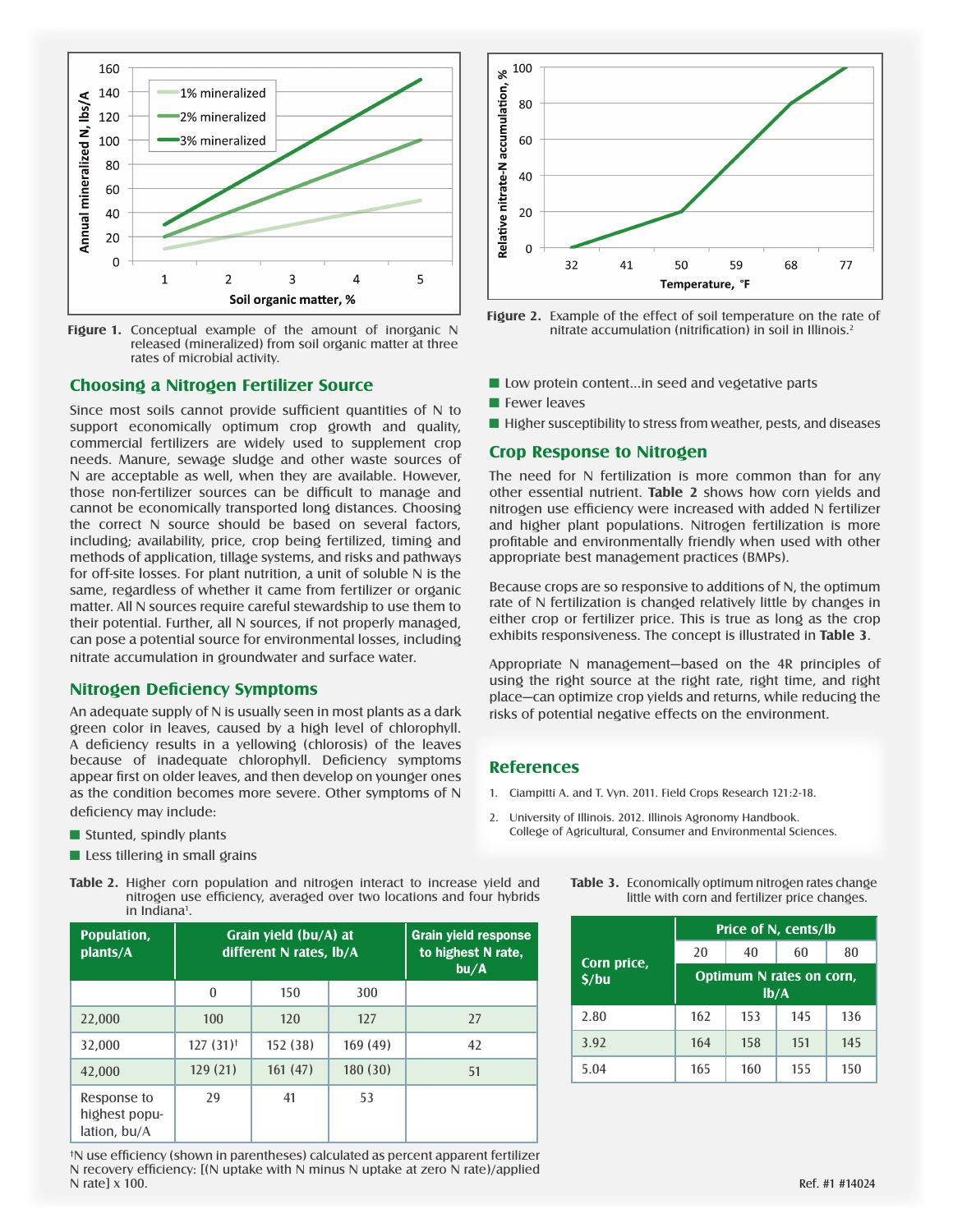160
140
120
100
80
60
40
20
0

1% mineralized
2% mineralized
3% mineralized

Annual mineralized N, lbs/A

1 2 3 4 5

Soil organic matter, %

**Figure 1.** Conceptual example of the amount of inorganic N released (mineralized) from soil organic matter at three rates of microbial activity.

100
80
60
40
20
0

Relative nitrate-N accumulation, %

32 41 50 59 68 77

Temperature, °F

**Figure 2.** Example of the effect of soil temperature on the rate of nitrate accumulation (nitrification) in soil in Illinois.[2]

## Choosing a Nitrogen Fertilizer Source

Since most soils cannot provide sufficient quantities of N to support economically optimum crop growth and quality, commercial fertilizers are widely used to supplement crop needs. Manure, sewage sludge and other waste sources of N are acceptable as well, when they are available. However, those non-fertilizer sources can be difficult to manage and cannot be economically transported long distances. Choosing the correct N source should be based on several factors, including; availability, price, crop being fertilized, timing and methods of application, tillage systems, and risks and pathways for off-site losses. For plant nutrition, a unit of soluble N is the same, regardless of whether it came from fertilizer or organic matter. All N sources require careful stewardship to use them to their potential. Further, all N sources, if not properly managed, can pose a potential source for environmental losses, including nitrate accumulation in groundwater and surface water.

## Nitrogen Deficiency Symptoms

An adequate supply of N is usually seen in most plants as a dark green color in leaves, caused by a high level of chlorophyll. A deficiency results in a yellowing (chlorosis) of the leaves because of inadequate chlorophyll. Deficiency symptoms appear first on older leaves, and then develop on younger ones as the condition becomes more severe. Other symptoms of N deficiency may include:

- Stunted, spindly plants
- Less tillering in small grains
- Low protein content...in seed and vegetative parts
- Fewer leaves
- Higher susceptibility to stress from weather, pests, and diseases

## Crop Response to Nitrogen

The need for N fertilization is more common than for any other essential nutrient. **Table 2** shows how corn yields and nitrogen use efficiency were increased with added N fertilizer and higher plant populations. Nitrogen fertilization is more profitable and environmentally friendly when used with other appropriate best management practices (BMPs).

Because crops are so responsive to additions of N, the optimum rate of N fertilization is changed relatively little by changes in either crop or fertilizer price. This is true as long as the crop exhibits responsiveness. The concept is illustrated in **Table 3**.

Appropriate N management—based on the 4R principles of using the right source at the right rate, right time, and right place—can optimize crop yields and returns, while reducing the risks of potential negative effects on the environment.

## References

1. Ciampitti A. and T. Vyn. 2011. Field Crops Research 121:2-18.
2. University of Illinois. 2012. Illinois Agronomy Handbook. College of Agricultural, Consumer and Environmental Sciences.

**Table 2.** Higher corn population and nitrogen interact to increase yield and nitrogen use efficiency, averaged over two locations and four hybrids in Indiana[1].

| Population, plants/A | Grain yield (bu/A) at different N rates, lb/A | | | Grain yield response to highest N rate, bu/A |
|---|---|---|---|---|
| | 0 | 150 | 300 | |
| 22,000 | 100 | 120 | 127 | 27 |
| 32,000 | 127 (31)[†] | 152 (38) | 169 (49) | 42 |
| 42,000 | 129 (21) | 161 (47) | 180 (30) | 51 |
| Response to highest population, bu/A | 29 | 41 | 53 | |

[†]N use efficiency (shown in parentheses) calculated as percent apparent fertilizer N recovery efficiency: [(N uptake with N minus N uptake at zero N rate)/applied N rate] x 100.

**Table 3.** Economically optimum nitrogen rates change little with corn and fertilizer price changes.

| Corn price, $/bu | Price of N, cents/lb | | | |
|---|---|---|---|---|
| | 20 | 40 | 60 | 80 |
| | Optimum N rates on corn, lb/A | | | |
| 2.80 | 162 | 153 | 145 | 136 |
| 3.92 | 164 | 158 | 151 | 145 |
| 5.04 | 165 | 160 | 155 | 150 |

Ref. #1 #14024